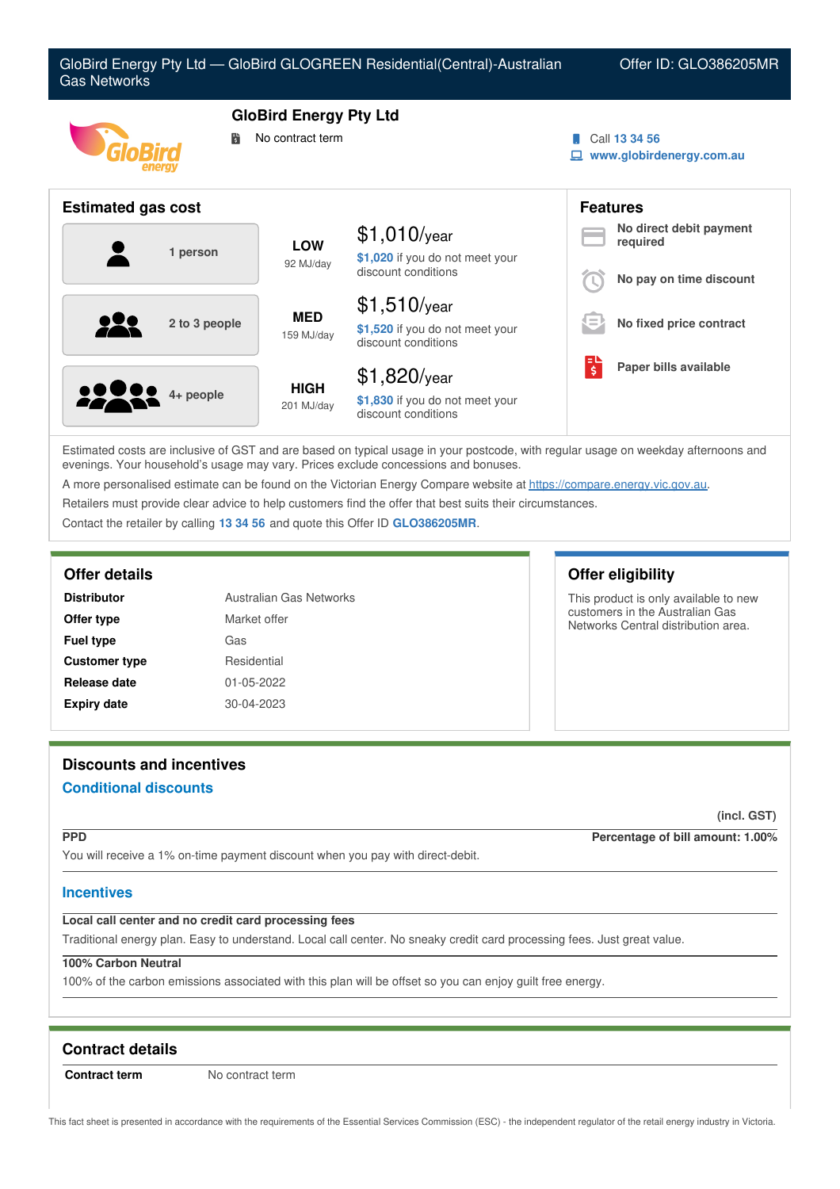# GloBird Energy Pty Ltd — GloBird GLOGREEN Residential(Central)-Australian Gas Networks

Offer ID: GLO386205MR

## GloBird Energy Pty Ltd

No contract term

Call **13 34 56**
**www.globirdenergy.com.au**

## Estimated gas cost

| Household | Usage | Cost |
|---|---|---|
| 1 person | **LOW** 92 MJ/day | $1,010/year — **$1,020** if you do not meet your discount conditions |
| 2 to 3 people | **MED** 159 MJ/day | $1,510/year — **$1,520** if you do not meet your discount conditions |
| 4+ people | **HIGH** 201 MJ/day | $1,820/year — **$1,830** if you do not meet your discount conditions |

## Features

- **No direct debit payment required**
- **No pay on time discount**
- **No fixed price contract**
- **Paper bills available**

Estimated costs are inclusive of GST and are based on typical usage in your postcode, with regular usage on weekday afternoons and evenings. Your household's usage may vary. Prices exclude concessions and bonuses.

A more personalised estimate can be found on the Victorian Energy Compare website at https://compare.energy.vic.gov.au.

Retailers must provide clear advice to help customers find the offer that best suits their circumstances.

Contact the retailer by calling **13 34 56** and quote this Offer ID **GLO386205MR**.

## Offer details

| | |
|---|---|
| **Distributor** | Australian Gas Networks |
| **Offer type** | Market offer |
| **Fuel type** | Gas |
| **Customer type** | Residential |
| **Release date** | 01-05-2022 |
| **Expiry date** | 30-04-2023 |

## Offer eligibility

This product is only available to new customers in the Australian Gas Networks Central distribution area.

## Discounts and incentives

### Conditional discounts

(incl. GST)

**PPD** — **Percentage of bill amount: 1.00%**

You will receive a 1% on-time payment discount when you pay with direct-debit.

### Incentives

**Local call center and no credit card processing fees**

Traditional energy plan. Easy to understand. Local call center. No sneaky credit card processing fees. Just great value.

**100% Carbon Neutral**

100% of the carbon emissions associated with this plan will be offset so you can enjoy guilt free energy.

## Contract details

| | |
|---|---|
| **Contract term** | No contract term |

This fact sheet is presented in accordance with the requirements of the Essential Services Commission (ESC) - the independent regulator of the retail energy industry in Victoria.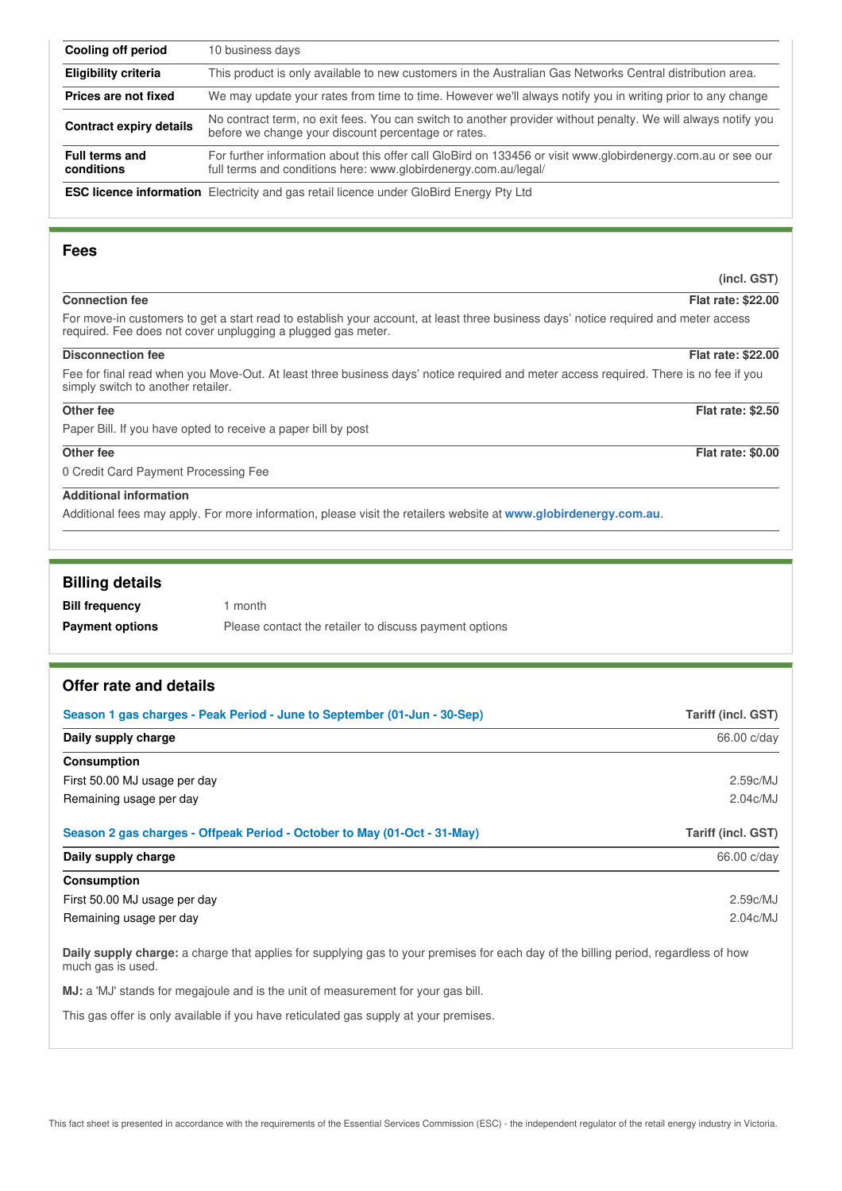| | |
|---|---|
| **Cooling off period** | 10 business days |
| **Eligibility criteria** | This product is only available to new customers in the Australian Gas Networks Central distribution area. |
| **Prices are not fixed** | We may update your rates from time to time. However we'll always notify you in writing prior to any change |
| **Contract expiry details** | No contract term, no exit fees. You can switch to another provider without penalty. We will always notify you before we change your discount percentage or rates. |
| **Full terms and conditions** | For further information about this offer call GloBird on 133456 or visit www.globirdenergy.com.au or see our full terms and conditions here: www.globirdenergy.com.au/legal/ |
| **ESC licence information** | Electricity and gas retail licence under GloBird Energy Pty Ltd |

## Fees

| | **(incl. GST)** |
|---|---|
| **Connection fee** | **Flat rate: $22.00** |
| For move-in customers to get a start read to establish your account, at least three business days' notice required and meter access required. Fee does not cover unplugging a plugged gas meter. | |
| **Disconnection fee** | **Flat rate: $22.00** |
| Fee for final read when you Move-Out. At least three business days' notice required and meter access required. There is no fee if you simply switch to another retailer. | |
| **Other fee** | **Flat rate: $2.50** |
| Paper Bill. If you have opted to receive a paper bill by post | |
| **Other fee** | **Flat rate: $0.00** |
| 0 Credit Card Payment Processing Fee | |

**Additional information**

Additional fees may apply. For more information, please visit the retailers website at **www.globirdenergy.com.au**.

## Billing details

| | |
|---|---|
| **Bill frequency** | 1 month |
| **Payment options** | Please contact the retailer to discuss payment options |

## Offer rate and details

| Season 1 gas charges - Peak Period - June to September (01-Jun - 30-Sep) | Tariff (incl. GST) |
|---|---|
| **Daily supply charge** | 66.00 c/day |
| **Consumption** | |
| First 50.00 MJ usage per day | 2.59c/MJ |
| Remaining usage per day | 2.04c/MJ |

| Season 2 gas charges - Offpeak Period - October to May (01-Oct - 31-May) | Tariff (incl. GST) |
|---|---|
| **Daily supply charge** | 66.00 c/day |
| **Consumption** | |
| First 50.00 MJ usage per day | 2.59c/MJ |
| Remaining usage per day | 2.04c/MJ |

**Daily supply charge:** a charge that applies for supplying gas to your premises for each day of the billing period, regardless of how much gas is used.

**MJ:** a 'MJ' stands for megajoule and is the unit of measurement for your gas bill.

This gas offer is only available if you have reticulated gas supply at your premises.

This fact sheet is presented in accordance with the requirements of the Essential Services Commission (ESC) - the independent regulator of the retail energy industry in Victoria.